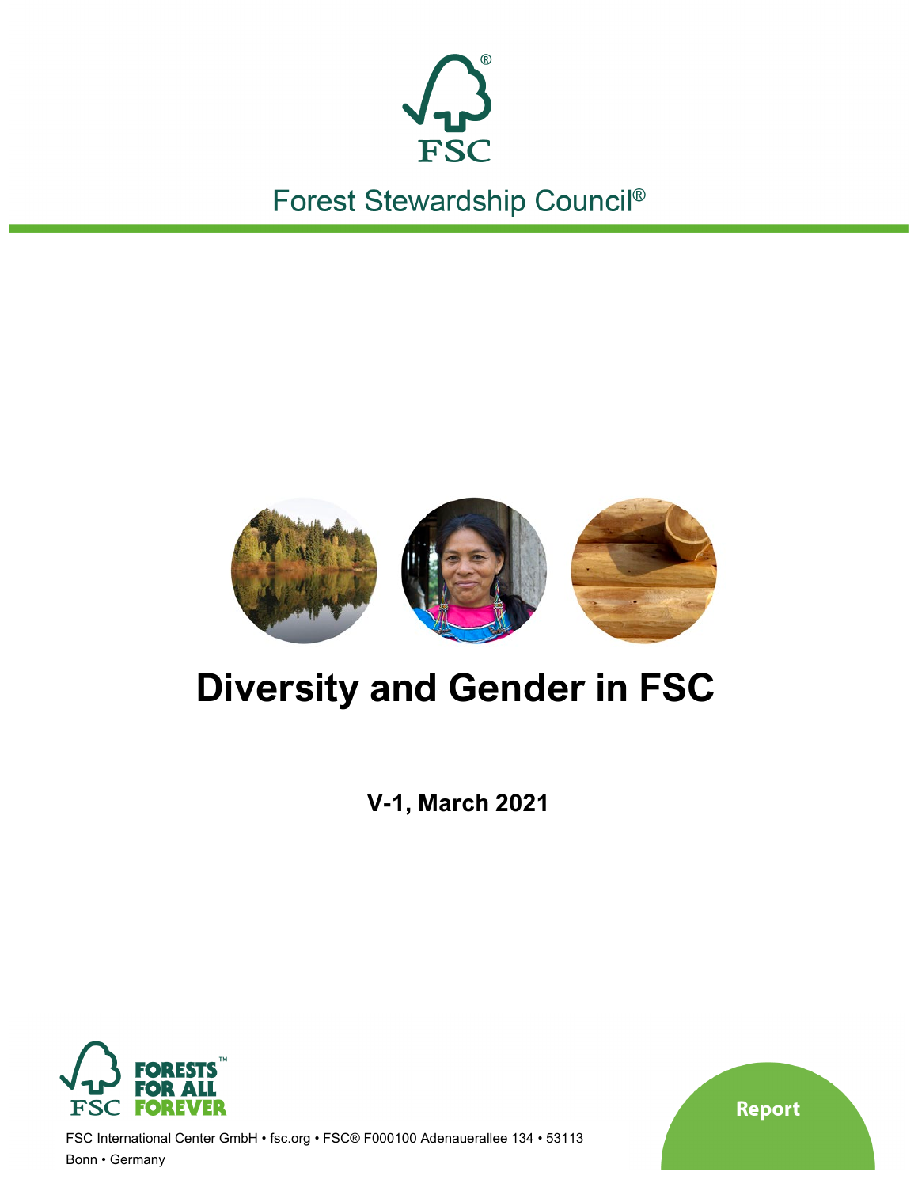FSC

Forest Stewardship Council®

# Diversity and Gender in FSC

**V-1, March 2021**

FORESTS FOR ALL FOREVER

FSC International Center GmbH • fsc.org • FSC® F000100 Adenauerallee 134 • 53113 Bonn • Germany

Report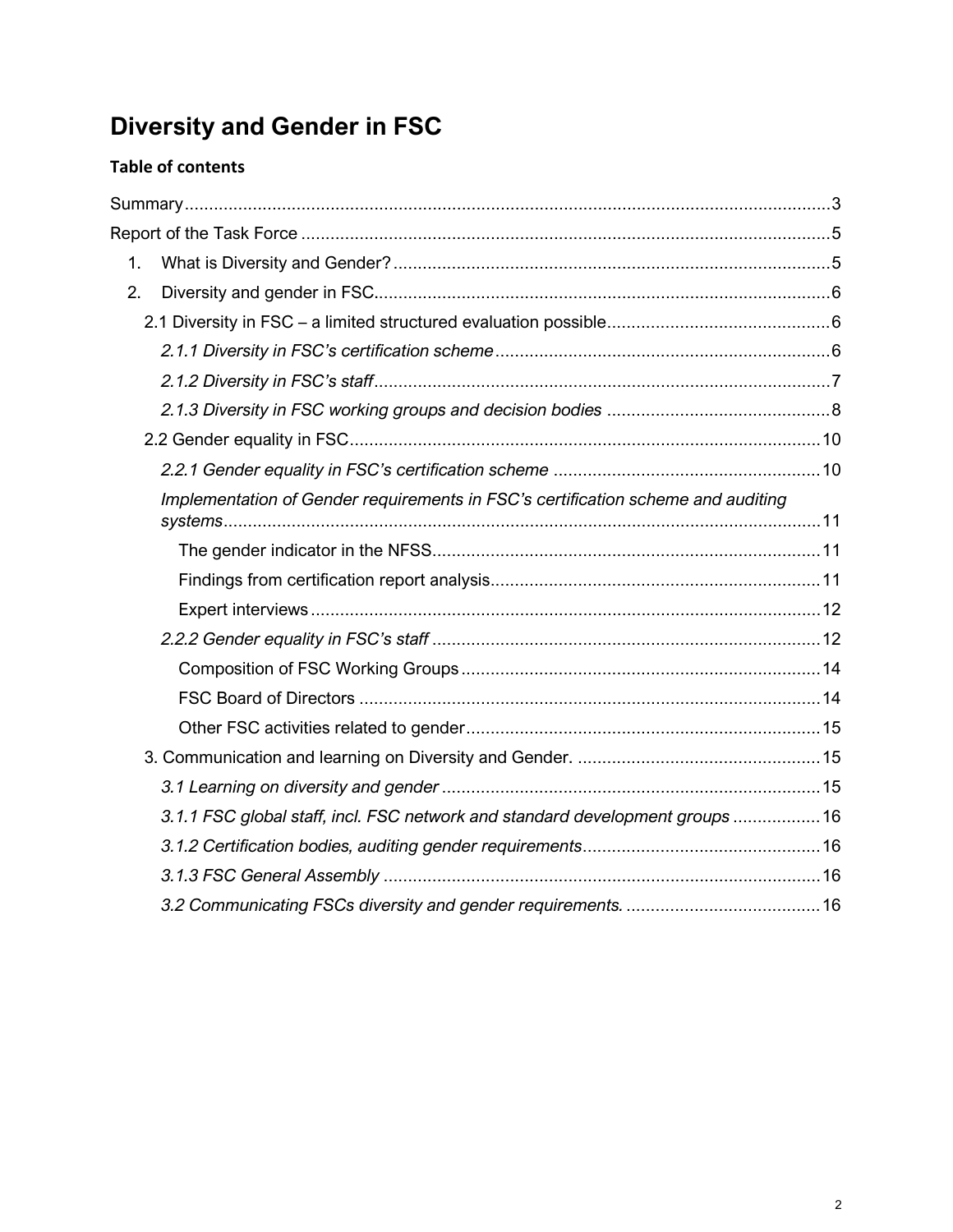# Diversity and Gender in FSC

## Table of contents

Summary ... 3

Report of the Task Force ... 5

1. What is Diversity and Gender? ... 5
2. Diversity and gender in FSC ... 6
   - 2.1 Diversity in FSC – a limited structured evaluation possible ... 6
     - *2.1.1 Diversity in FSC's certification scheme* ... 6
     - *2.1.2 Diversity in FSC's staff* ... 7
     - *2.1.3 Diversity in FSC working groups and decision bodies* ... 8
   - 2.2 Gender equality in FSC ... 10
     - *2.2.1 Gender equality in FSC's certification scheme* ... 10
     - *Implementation of Gender requirements in FSC's certification scheme and auditing systems* ... 11
       - The gender indicator in the NFSS ... 11
       - Findings from certification report analysis ... 11
       - Expert interviews ... 12
     - *2.2.2 Gender equality in FSC's staff* ... 12
       - Composition of FSC Working Groups ... 14
       - FSC Board of Directors ... 14
       - Other FSC activities related to gender ... 15
   - 3. Communication and learning on Diversity and Gender. ... 15
     - *3.1 Learning on diversity and gender* ... 15
     - *3.1.1 FSC global staff, incl. FSC network and standard development groups* ... 16
     - *3.1.2 Certification bodies, auditing gender requirements* ... 16
     - *3.1.3 FSC General Assembly* ... 16
     - *3.2 Communicating FSCs diversity and gender requirements.* ... 16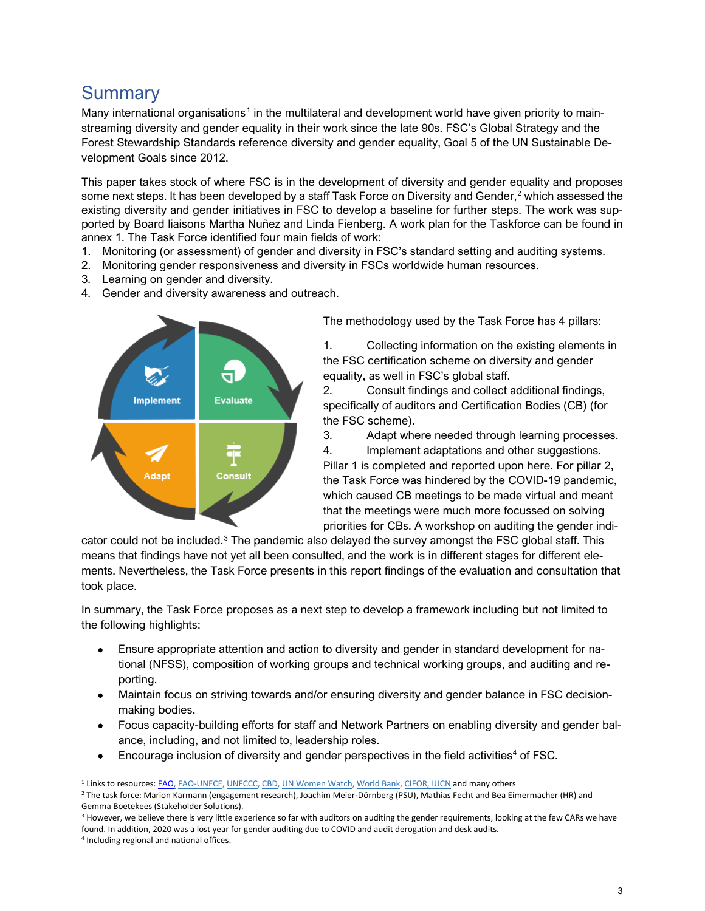# Summary

Many international organisations[1] in the multilateral and development world have given priority to mainstreaming diversity and gender equality in their work since the late 90s. FSC's Global Strategy and the Forest Stewardship Standards reference diversity and gender equality, Goal 5 of the UN Sustainable Development Goals since 2012.

This paper takes stock of where FSC is in the development of diversity and gender equality and proposes some next steps. It has been developed by a staff Task Force on Diversity and Gender,[2] which assessed the existing diversity and gender initiatives in FSC to develop a baseline for further steps. The work was supported by Board liaisons Martha Nuñez and Linda Fienberg. A work plan for the Taskforce can be found in annex 1. The Task Force identified four main fields of work:

1. Monitoring (or assessment) of gender and diversity in FSC's standard setting and auditing systems.
2. Monitoring gender responsiveness and diversity in FSCs worldwide human resources.
3. Learning on gender and diversity.
4. Gender and diversity awareness and outreach.

Implement · Evaluate · Adapt · Consult

The methodology used by the Task Force has 4 pillars:

1. Collecting information on the existing elements in the FSC certification scheme on diversity and gender equality, as well in FSC's global staff.
2. Consult findings and collect additional findings, specifically of auditors and Certification Bodies (CB) (for the FSC scheme).
3. Adapt where needed through learning processes.
4. Implement adaptations and other suggestions.

Pillar 1 is completed and reported upon here. For pillar 2, the Task Force was hindered by the COVID-19 pandemic, which caused CB meetings to be made virtual and meant that the meetings were much more focussed on solving priorities for CBs. A workshop on auditing the gender indicator could not be included.[3] The pandemic also delayed the survey amongst the FSC global staff. This means that findings have not yet all been consulted, and the work is in different stages for different elements. Nevertheless, the Task Force presents in this report findings of the evaluation and consultation that took place.

In summary, the Task Force proposes as a next step to develop a framework including but not limited to the following highlights:

- Ensure appropriate attention and action to diversity and gender in standard development for national (NFSS), composition of working groups and technical working groups, and auditing and reporting.
- Maintain focus on striving towards and/or ensuring diversity and gender balance in FSC decision-making bodies.
- Focus capacity-building efforts for staff and Network Partners on enabling diversity and gender balance, including, and not limited to, leadership roles.
- Encourage inclusion of diversity and gender perspectives in the field activities[4] of FSC.

---

[1] Links to resources: FAO, FAO-UNECE, UNFCCC, CBD, UN Women Watch, World Bank, CIFOR, IUCN and many others

[2] The task force: Marion Karmann (engagement research), Joachim Meier-Dörnberg (PSU), Mathias Fecht and Bea Eimermacher (HR) and Gemma Boetekees (Stakeholder Solutions).

[3] However, we believe there is very little experience so far with auditors on auditing the gender requirements, looking at the few CARs we have found. In addition, 2020 was a lost year for gender auditing due to COVID and audit derogation and desk audits.

[4] Including regional and national offices.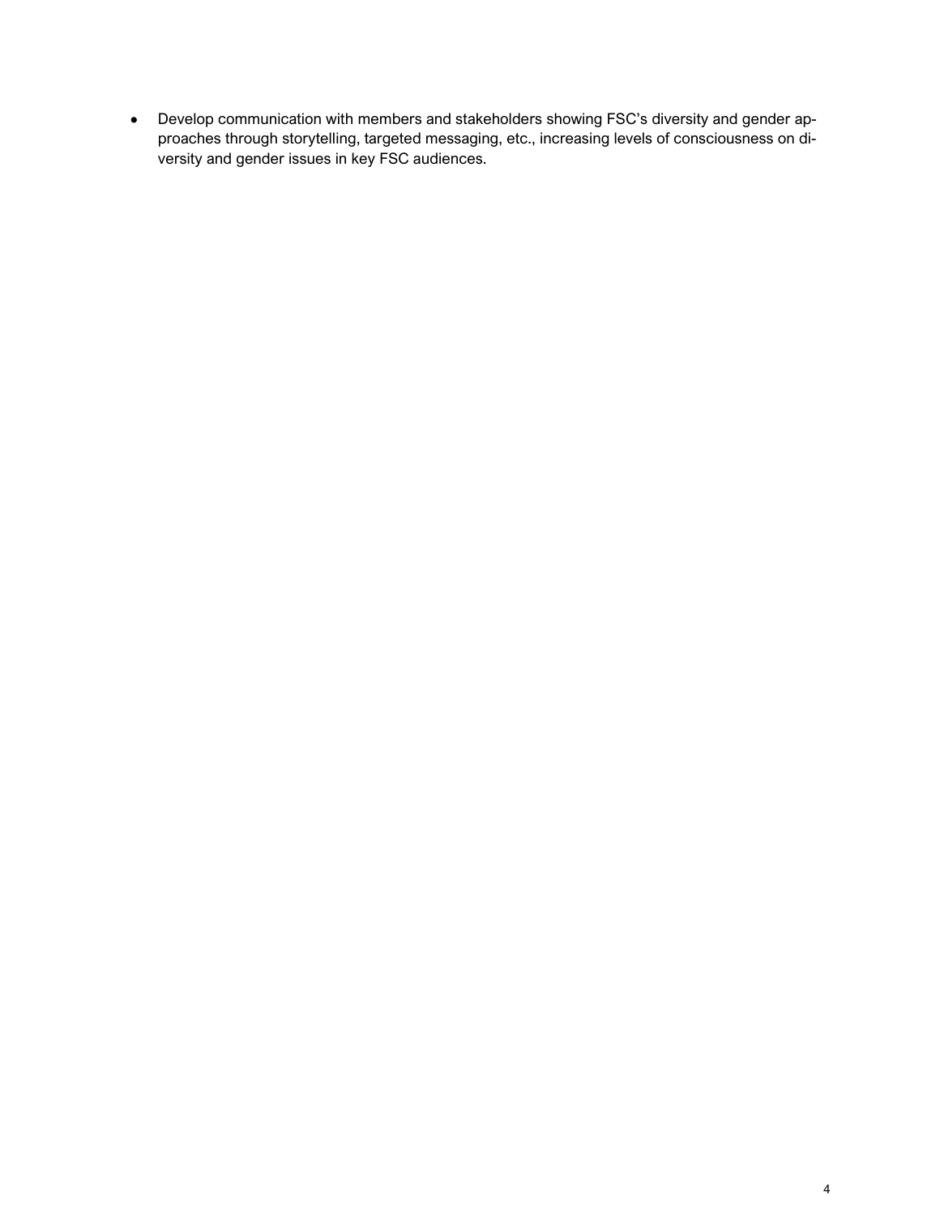- Develop communication with members and stakeholders showing FSC's diversity and gender approaches through storytelling, targeted messaging, etc., increasing levels of consciousness on diversity and gender issues in key FSC audiences.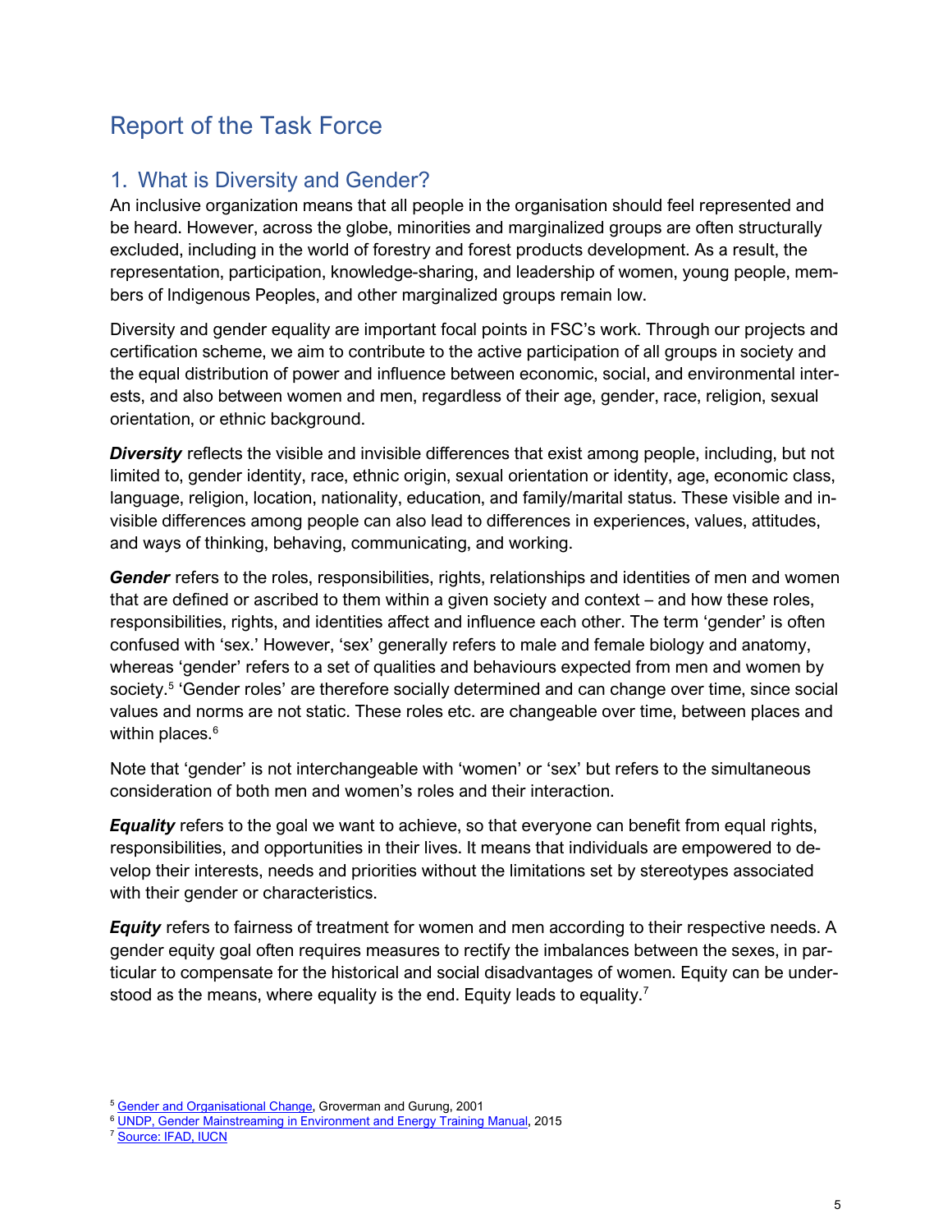# Report of the Task Force

## 1. What is Diversity and Gender?

An inclusive organization means that all people in the organisation should feel represented and be heard. However, across the globe, minorities and marginalized groups are often structurally excluded, including in the world of forestry and forest products development. As a result, the representation, participation, knowledge-sharing, and leadership of women, young people, members of Indigenous Peoples, and other marginalized groups remain low.

Diversity and gender equality are important focal points in FSC's work. Through our projects and certification scheme, we aim to contribute to the active participation of all groups in society and the equal distribution of power and influence between economic, social, and environmental interests, and also between women and men, regardless of their age, gender, race, religion, sexual orientation, or ethnic background.

***Diversity*** reflects the visible and invisible differences that exist among people, including, but not limited to, gender identity, race, ethnic origin, sexual orientation or identity, age, economic class, language, religion, location, nationality, education, and family/marital status. These visible and invisible differences among people can also lead to differences in experiences, values, attitudes, and ways of thinking, behaving, communicating, and working.

***Gender*** refers to the roles, responsibilities, rights, relationships and identities of men and women that are defined or ascribed to them within a given society and context – and how these roles, responsibilities, rights, and identities affect and influence each other. The term 'gender' is often confused with 'sex.' However, 'sex' generally refers to male and female biology and anatomy, whereas 'gender' refers to a set of qualities and behaviours expected from men and women by society.[5] 'Gender roles' are therefore socially determined and can change over time, since social values and norms are not static. These roles etc. are changeable over time, between places and within places.[6]

Note that 'gender' is not interchangeable with 'women' or 'sex' but refers to the simultaneous consideration of both men and women's roles and their interaction.

***Equality*** refers to the goal we want to achieve, so that everyone can benefit from equal rights, responsibilities, and opportunities in their lives. It means that individuals are empowered to develop their interests, needs and priorities without the limitations set by stereotypes associated with their gender or characteristics.

***Equity*** refers to fairness of treatment for women and men according to their respective needs. A gender equity goal often requires measures to rectify the imbalances between the sexes, in particular to compensate for the historical and social disadvantages of women. Equity can be understood as the means, where equality is the end. Equity leads to equality.[7]

---

[5] Gender and Organisational Change, Groverman and Gurung, 2001
[6] UNDP, Gender Mainstreaming in Environment and Energy Training Manual, 2015
[7] Source: IFAD, IUCN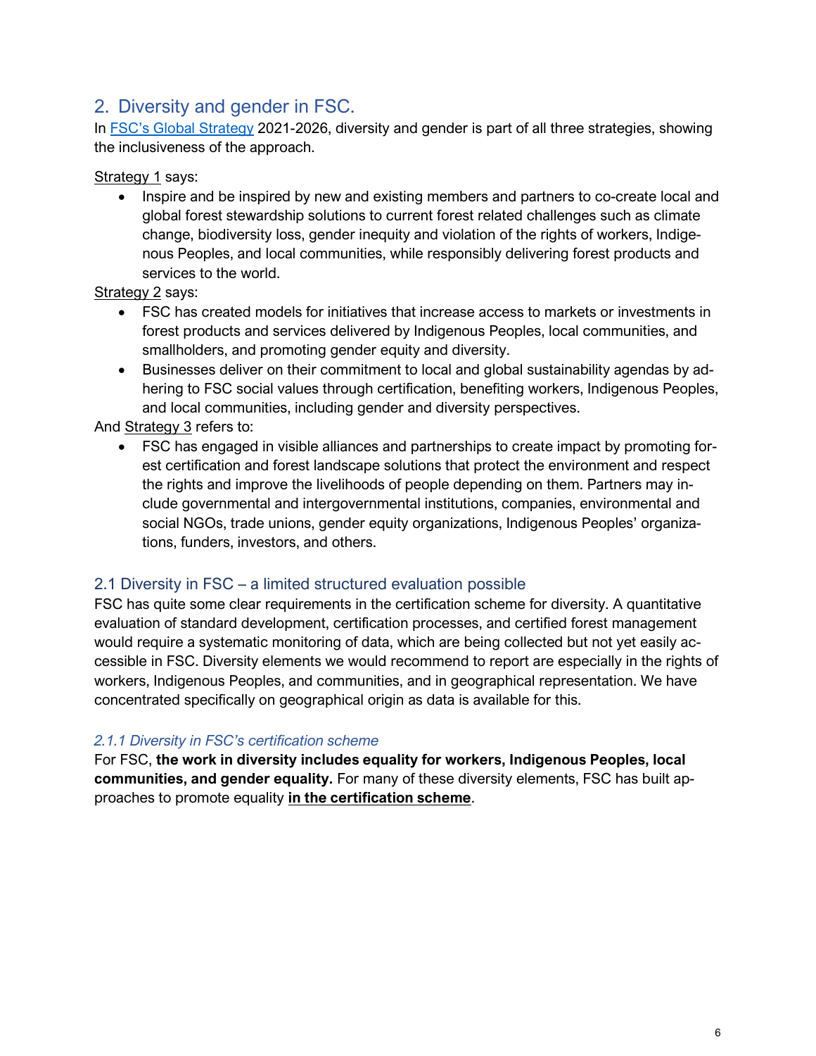## 2. Diversity and gender in FSC.

In FSC's Global Strategy 2021-2026, diversity and gender is part of all three strategies, showing the inclusiveness of the approach.

Strategy 1 says:

- Inspire and be inspired by new and existing members and partners to co-create local and global forest stewardship solutions to current forest related challenges such as climate change, biodiversity loss, gender inequity and violation of the rights of workers, Indigenous Peoples, and local communities, while responsibly delivering forest products and services to the world.

Strategy 2 says:

- FSC has created models for initiatives that increase access to markets or investments in forest products and services delivered by Indigenous Peoples, local communities, and smallholders, and promoting gender equity and diversity.
- Businesses deliver on their commitment to local and global sustainability agendas by adhering to FSC social values through certification, benefiting workers, Indigenous Peoples, and local communities, including gender and diversity perspectives.

And Strategy 3 refers to:

- FSC has engaged in visible alliances and partnerships to create impact by promoting forest certification and forest landscape solutions that protect the environment and respect the rights and improve the livelihoods of people depending on them. Partners may include governmental and intergovernmental institutions, companies, environmental and social NGOs, trade unions, gender equity organizations, Indigenous Peoples' organizations, funders, investors, and others.

### 2.1 Diversity in FSC – a limited structured evaluation possible

FSC has quite some clear requirements in the certification scheme for diversity. A quantitative evaluation of standard development, certification processes, and certified forest management would require a systematic monitoring of data, which are being collected but not yet easily accessible in FSC. Diversity elements we would recommend to report are especially in the rights of workers, Indigenous Peoples, and communities, and in geographical representation. We have concentrated specifically on geographical origin as data is available for this.

#### *2.1.1 Diversity in FSC's certification scheme*

For FSC, **the work in diversity includes equality for workers, Indigenous Peoples, local communities, and gender equality.** For many of these diversity elements, FSC has built approaches to promote equality **in the certification scheme**.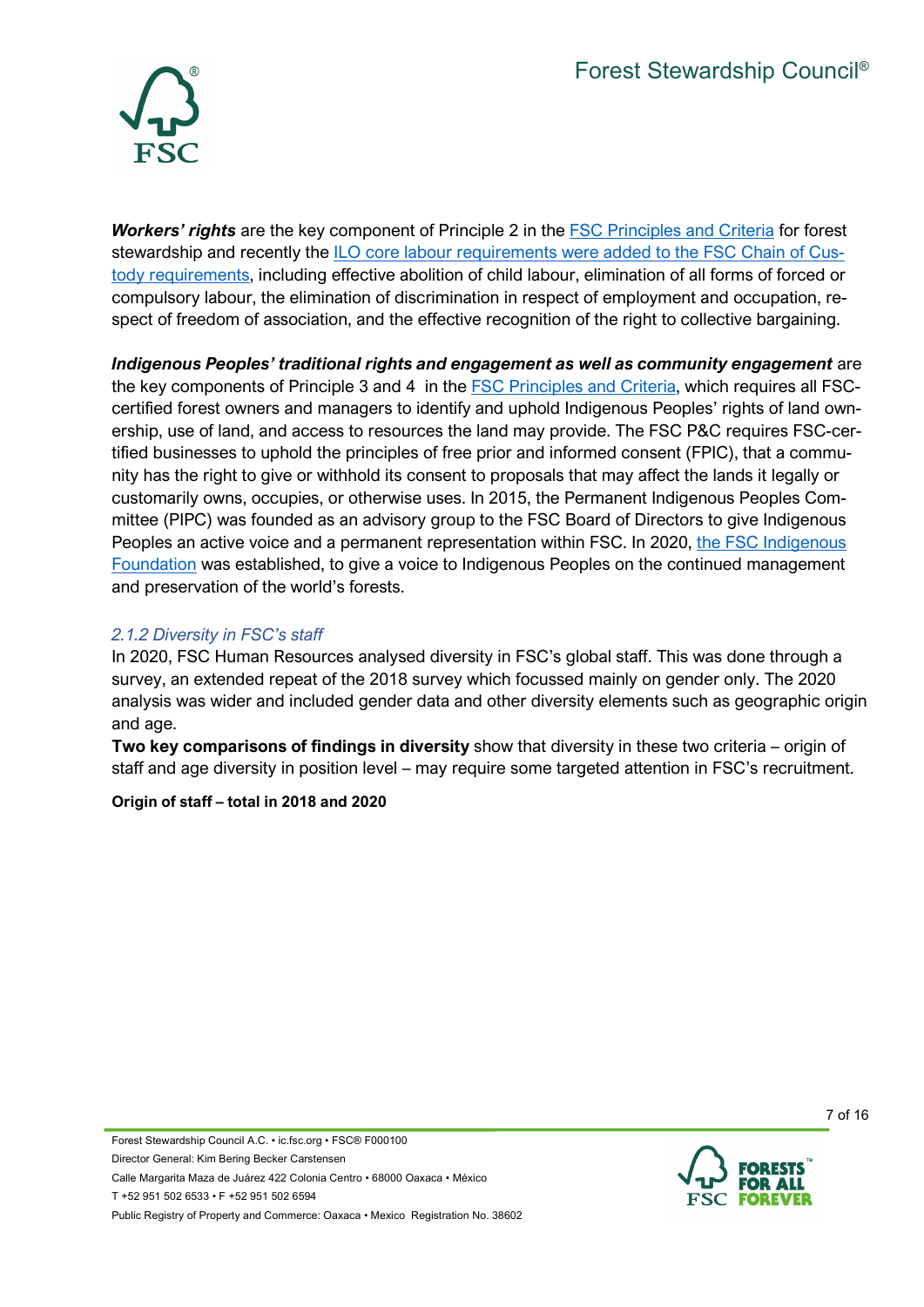***Workers' rights*** are the key component of Principle 2 in the [FSC Principles and Criteria](#) for forest stewardship and recently the [ILO core labour requirements were added to the FSC Chain of Custody requirements](#), including effective abolition of child labour, elimination of all forms of forced or compulsory labour, the elimination of discrimination in respect of employment and occupation, respect of freedom of association, and the effective recognition of the right to collective bargaining.

***Indigenous Peoples' traditional rights and engagement as well as community engagement*** are the key components of Principle 3 and 4 in the [FSC Principles and Criteria](#), which requires all FSC-certified forest owners and managers to identify and uphold Indigenous Peoples' rights of land ownership, use of land, and access to resources the land may provide. The FSC P&C requires FSC-certified businesses to uphold the principles of free prior and informed consent (FPIC), that a community has the right to give or withhold its consent to proposals that may affect the lands it legally or customarily owns, occupies, or otherwise uses. In 2015, the Permanent Indigenous Peoples Committee (PIPC) was founded as an advisory group to the FSC Board of Directors to give Indigenous Peoples an active voice and a permanent representation within FSC. In 2020, [the FSC Indigenous Foundation](#) was established, to give a voice to Indigenous Peoples on the continued management and preservation of the world's forests.

### *2.1.2 Diversity in FSC's staff*

In 2020, FSC Human Resources analysed diversity in FSC's global staff. This was done through a survey, an extended repeat of the 2018 survey which focussed mainly on gender only. The 2020 analysis was wider and included gender data and other diversity elements such as geographic origin and age.

**Two key comparisons of findings in diversity** show that diversity in these two criteria – origin of staff and age diversity in position level – may require some targeted attention in FSC's recruitment.

**Origin of staff – total in 2018 and 2020**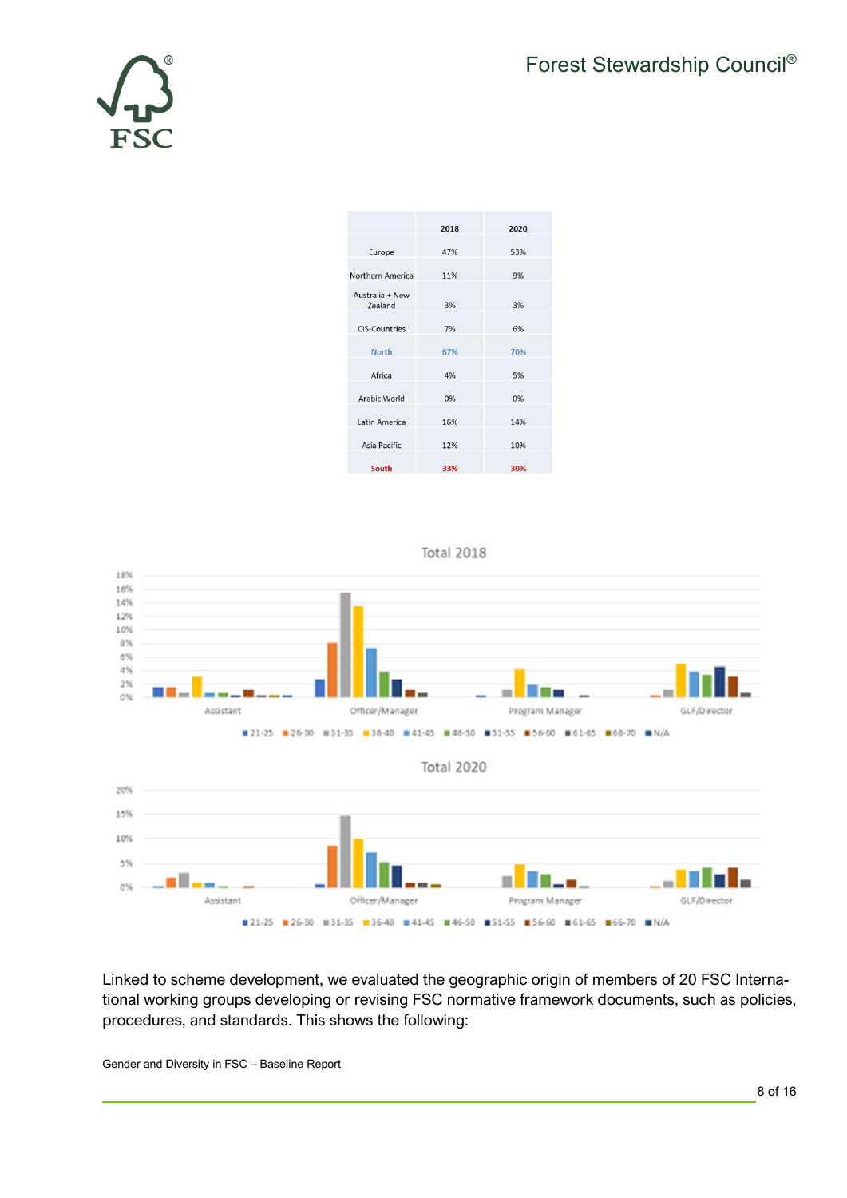| | 2018 | 2020 |
|---|---|---|
| Europe | 47% | 53% |
| Northern America | 11% | 9% |
| Australia + New Zealand | 3% | 3% |
| CIS-Countries | 7% | 6% |
| North | 67% | 70% |
| Africa | 4% | 5% |
| Arabic World | 0% | 0% |
| Latin America | 16% | 14% |
| Asia Pacific | 12% | 10% |
| South | 33% | 30% |

Total 2018

Total 2020

Linked to scheme development, we evaluated the geographic origin of members of 20 FSC International working groups developing or revising FSC normative framework documents, such as policies, procedures, and standards. This shows the following: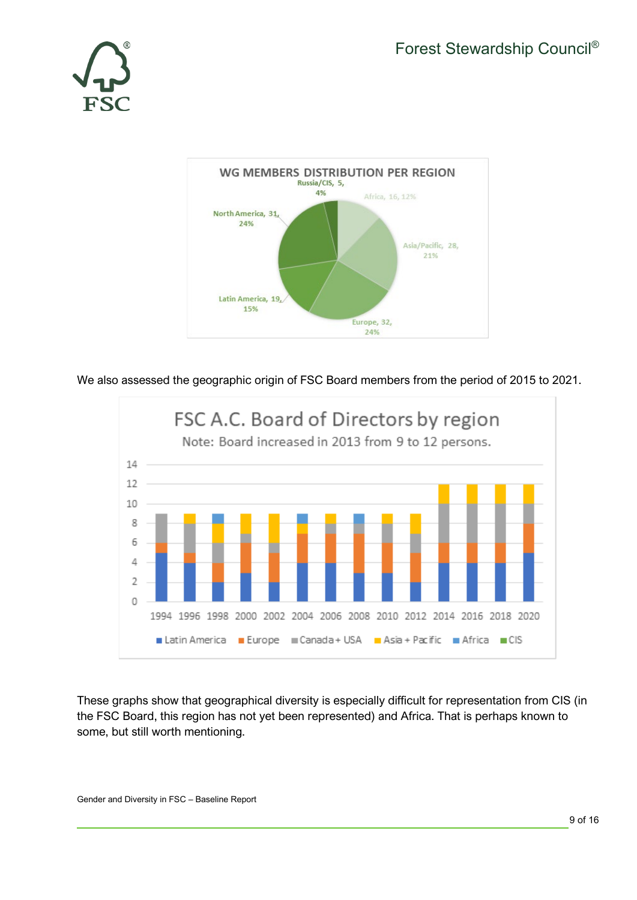WG MEMBERS DISTRIBUTION PER REGION

Russia/CIS, 5, 4%
Africa, 16, 12%
Asia/Pacific, 28, 21%
Europe, 32, 24%
Latin America, 19, 15%
North America, 31, 24%

We also assessed the geographic origin of FSC Board members from the period of 2015 to 2021.

FSC A.C. Board of Directors by region

Note: Board increased in 2013 from 9 to 12 persons.

Latin America | Europe | Canada + USA | Asia + Pacific | Africa | CIS

These graphs show that geographical diversity is especially difficult for representation from CIS (in the FSC Board, this region has not yet been represented) and Africa. That is perhaps known to some, but still worth mentioning.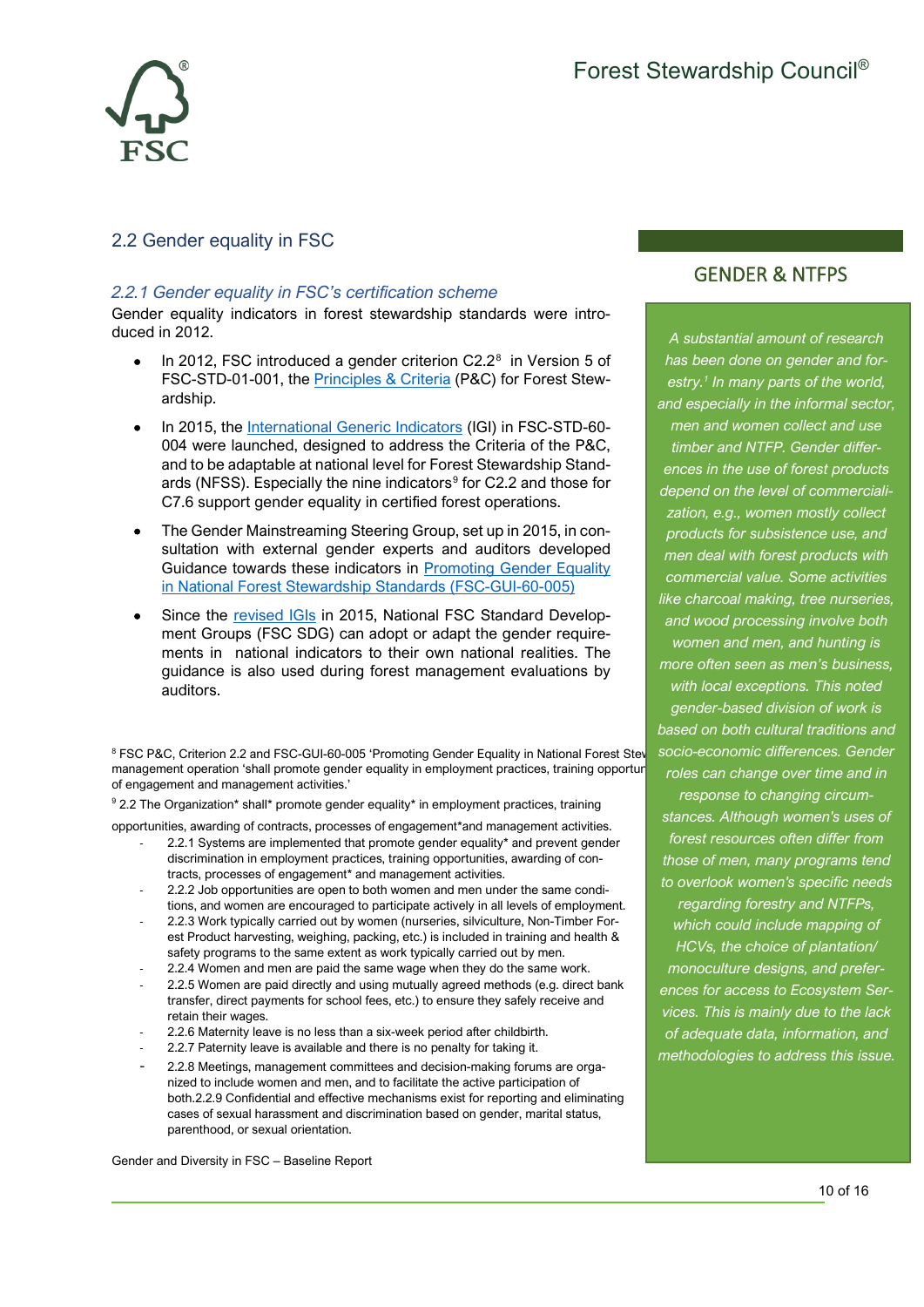## 2.2 Gender equality in FSC

### *2.2.1 Gender equality in FSC's certification scheme*

Gender equality indicators in forest stewardship standards were introduced in 2012.

- In 2012, FSC introduced a gender criterion C2.2[8] in Version 5 of FSC-STD-01-001, the Principles & Criteria (P&C) for Forest Stewardship.
- In 2015, the International Generic Indicators (IGI) in FSC-STD-60-004 were launched, designed to address the Criteria of the P&C, and to be adaptable at national level for Forest Stewardship Standards (NFSS). Especially the nine indicators[9] for C2.2 and those for C7.6 support gender equality in certified forest operations.
- The Gender Mainstreaming Steering Group, set up in 2015, in consultation with external gender experts and auditors developed Guidance towards these indicators in Promoting Gender Equality in National Forest Stewardship Standards (FSC-GUI-60-005)
- Since the revised IGIs in 2015, National FSC Standard Development Groups (FSC SDG) can adopt or adapt the gender requirements in national indicators to their own national realities. The guidance is also used during forest management evaluations by auditors.

## GENDER & NTFPS

*A substantial amount of research has been done on gender and forestry.[1] In many parts of the world, and especially in the informal sector, men and women collect and use timber and NTFP. Gender differences in the use of forest products depend on the level of commercialization, e.g., women mostly collect products for subsistence use, and men deal with forest products with commercial value. Some activities like charcoal making, tree nurseries, and wood processing involve both women and men, and hunting is more often seen as men's business, with local exceptions. This noted gender-based division of work is based on both cultural traditions and socio-economic differences. Gender roles can change over time and in response to changing circumstances. Although women's uses of forest resources often differ from those of men, many programs tend to overlook women's specific needs regarding forestry and NTFPs, which could include mapping of HCVs, the choice of plantation/ monoculture designs, and preferences for access to Ecosystem Services. This is mainly due to the lack of adequate data, information, and methodologies to address this issue.*

---

[8] FSC P&C, Criterion 2.2 and FSC-GUI-60-005 'Promoting Gender Equality in National Forest Stew[ardship Standards' ...] management operation 'shall promote gender equality in employment practices, training opportun[ities ...] of engagement and management activities.'

[9] 2.2 The Organization* shall* promote gender equality* in employment practices, training opportunities, awarding of contracts, processes of engagement*and management activities.

- 2.2.1 Systems are implemented that promote gender equality* and prevent gender discrimination in employment practices, training opportunities, awarding of contracts, processes of engagement* and management activities.
- 2.2.2 Job opportunities are open to both women and men under the same conditions, and women are encouraged to participate actively in all levels of employment.
- 2.2.3 Work typically carried out by women (nurseries, silviculture, Non-Timber Forest Product harvesting, weighing, packing, etc.) is included in training and health & safety programs to the same extent as work typically carried out by men.
- 2.2.4 Women and men are paid the same wage when they do the same work.
- 2.2.5 Women are paid directly and using mutually agreed methods (e.g. direct bank transfer, direct payments for school fees, etc.) to ensure they safely receive and retain their wages.
- 2.2.6 Maternity leave is no less than a six-week period after childbirth.
- 2.2.7 Paternity leave is available and there is no penalty for taking it.
- 2.2.8 Meetings, management committees and decision-making forums are organized to include women and men, and to facilitate the active participation of both.2.2.9 Confidential and effective mechanisms exist for reporting and eliminating cases of sexual harassment and discrimination based on gender, marital status, parenthood, or sexual orientation.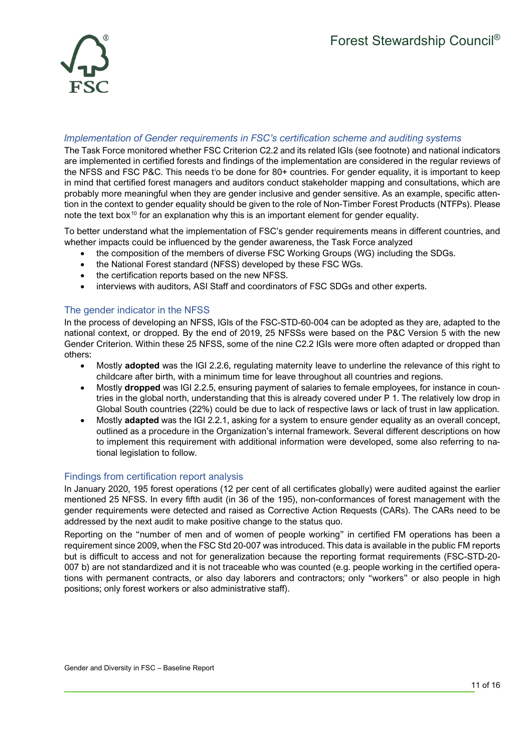### *Implementation of Gender requirements in FSC's certification scheme and auditing systems*

The Task Force monitored whether FSC Criterion C2.2 and its related IGIs (see footnote) and national indicators are implemented in certified forests and findings of the implementation are considered in the regular reviews of the NFSS and FSC P&C. This needs t[i]o be done for 80+ countries. For gender equality, it is important to keep in mind that certified forest managers and auditors conduct stakeholder mapping and consultations, which are probably more meaningful when they are gender inclusive and gender sensitive. As an example, specific attention in the context to gender equality should be given to the role of Non-Timber Forest Products (NTFPs). Please note the text box[10] for an explanation why this is an important element for gender equality.

To better understand what the implementation of FSC's gender requirements means in different countries, and whether impacts could be influenced by the gender awareness, the Task Force analyzed

- the composition of the members of diverse FSC Working Groups (WG) including the SDGs.
- the National Forest standard (NFSS) developed by these FSC WGs.
- the certification reports based on the new NFSS.
- interviews with auditors, ASI Staff and coordinators of FSC SDGs and other experts.

### The gender indicator in the NFSS

In the process of developing an NFSS, IGIs of the FSC-STD-60-004 can be adopted as they are, adapted to the national context, or dropped. By the end of 2019, 25 NFSSs were based on the P&C Version 5 with the new Gender Criterion. Within these 25 NFSS, some of the nine C2.2 IGIs were more often adapted or dropped than others:

- Mostly **adopted** was the IGI 2.2.6, regulating maternity leave to underline the relevance of this right to childcare after birth, with a minimum time for leave throughout all countries and regions.
- Mostly **dropped** was IGI 2.2.5, ensuring payment of salaries to female employees, for instance in countries in the global north, understanding that this is already covered under P 1. The relatively low drop in Global South countries (22%) could be due to lack of respective laws or lack of trust in law application.
- Mostly **adapted** was the IGI 2.2.1, asking for a system to ensure gender equality as an overall concept, outlined as a procedure in the Organization's internal framework. Several different descriptions on how to implement this requirement with additional information were developed, some also referring to national legislation to follow.

### Findings from certification report analysis

In January 2020, 195 forest operations (12 per cent of all certificates globally) were audited against the earlier mentioned 25 NFSS. In every fifth audit (in 36 of the 195), non-conformances of forest management with the gender requirements were detected and raised as Corrective Action Requests (CARs). The CARs need to be addressed by the next audit to make positive change to the status quo.

Reporting on the "number of men and of women of people working" in certified FM operations has been a requirement since 2009, when the FSC Std 20-007 was introduced. This data is available in the public FM reports but is difficult to access and not for generalization because the reporting format requirements (FSC-STD-20-007 b) are not standardized and it is not traceable who was counted (e.g. people working in the certified operations with permanent contracts, or also day laborers and contractors; only "workers" or also people in high positions; only forest workers or also administrative staff).

Gender and Diversity in FSC – Baseline Report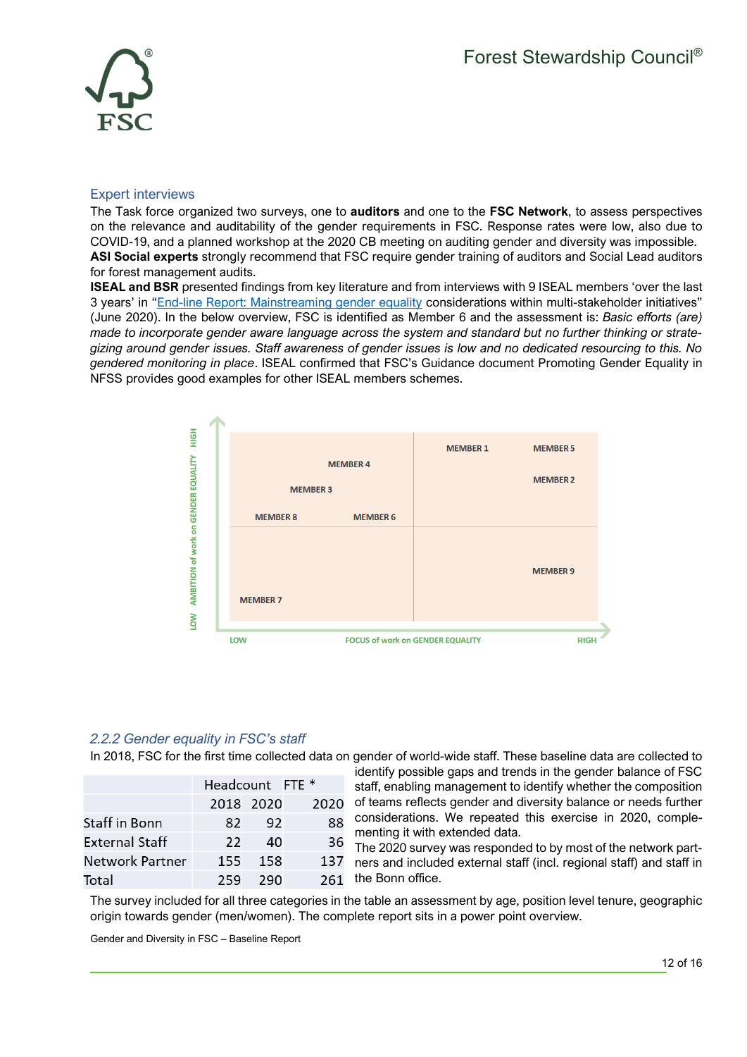### Expert interviews

The Task force organized two surveys, one to **auditors** and one to the **FSC Network**, to assess perspectives on the relevance and auditability of the gender requirements in FSC. Response rates were low, also due to COVID-19, and a planned workshop at the 2020 CB meeting on auditing gender and diversity was impossible.

**ASI Social experts** strongly recommend that FSC require gender training of auditors and Social Lead auditors for forest management audits.

**ISEAL and BSR** presented findings from key literature and from interviews with 9 ISEAL members 'over the last 3 years' in "End-line Report: Mainstreaming gender equality considerations within multi-stakeholder initiatives" (June 2020). In the below overview, FSC is identified as Member 6 and the assessment is: *Basic efforts (are) made to incorporate gender aware language across the system and standard but no further thinking or strategizing around gender issues. Staff awareness of gender issues is low and no dedicated resourcing to this. No gendered monitoring in place*. ISEAL confirmed that FSC's Guidance document Promoting Gender Equality in NFSS provides good examples for other ISEAL members schemes.

| AMBITION of work on GENDER EQUALITY | LOW FOCUS | HIGH FOCUS |
|---|---|---|
| HIGH | MEMBER 4, MEMBER 3, MEMBER 8, MEMBER 6 | MEMBER 1, MEMBER 5, MEMBER 2 |
| LOW | MEMBER 7 | MEMBER 9 |

### 2.2.2 Gender equality in FSC's staff

In 2018, FSC for the first time collected data on gender of world-wide staff. These baseline data are collected to identify possible gaps and trends in the gender balance of FSC staff, enabling management to identify whether the composition of teams reflects gender and diversity balance or needs further considerations. We repeated this exercise in 2020, complementing it with extended data. The 2020 survey was responded to by most of the network partners and included external staff (incl. regional staff) and staff in the Bonn office.

| | Headcount | | FTE * |
|---|---|---|---|
| | 2018 | 2020 | 2020 |
| Staff in Bonn | 82 | 92 | 88 |
| External Staff | 22 | 40 | 36 |
| Network Partner | 155 | 158 | 137 |
| Total | 259 | 290 | 261 |

The survey included for all three categories in the table an assessment by age, position level tenure, geographic origin towards gender (men/women). The complete report sits in a power point overview.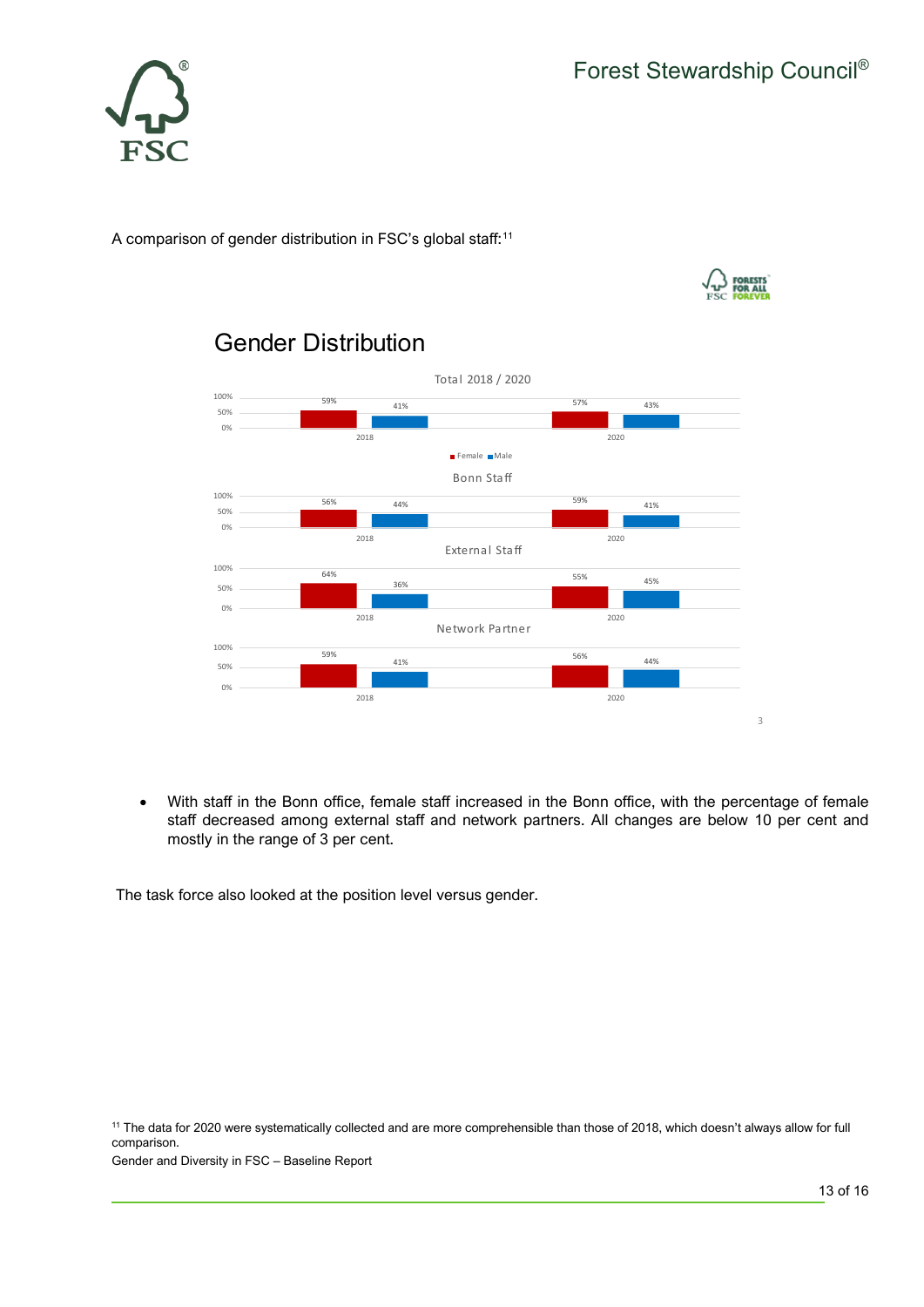A comparison of gender distribution in FSC's global staff:[11]

## Gender Distribution

**Total 2018 / 2020**

| | Female | Male |
|---|---|---|
| 2018 | 59% | 41% |
| 2020 | 57% | 43% |

**Bonn Staff**

| | Female | Male |
|---|---|---|
| 2018 | 56% | 44% |
| 2020 | 59% | 41% |

**External Staff**

| | Female | Male |
|---|---|---|
| 2018 | 64% | 36% |
| 2020 | 55% | 45% |

**Network Partner**

| | Female | Male |
|---|---|---|
| 2018 | 59% | 41% |
| 2020 | 56% | 44% |

- With staff in the Bonn office, female staff increased in the Bonn office, with the percentage of female staff decreased among external staff and network partners. All changes are below 10 per cent and mostly in the range of 3 per cent.

The task force also looked at the position level versus gender.

[11] The data for 2020 were systematically collected and are more comprehensible than those of 2018, which doesn't always allow for full comparison.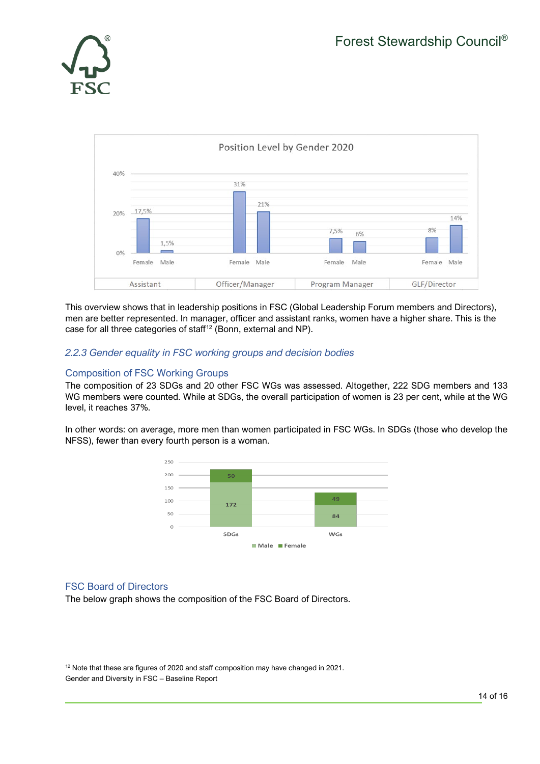Position Level by Gender 2020

| | Assistant | | Officer/Manager | | Program Manager | | GLF/Director | |
|---|---|---|---|---|---|---|---|---|
| | Female | Male | Female | Male | Female | Male | Female | Male |
| % | 17,5% | 1,5% | 31% | 21% | 7,5% | 6% | 8% | 14% |

This overview shows that in leadership positions in FSC (Global Leadership Forum members and Directors), men are better represented. In manager, officer and assistant ranks, women have a higher share. This is the case for all three categories of staff[12] (Bonn, external and NP).

### *2.2.3 Gender equality in FSC working groups and decision bodies*

#### Composition of FSC Working Groups

The composition of 23 SDGs and 20 other FSC WGs was assessed. Altogether, 222 SDG members and 133 WG members were counted. While at SDGs, the overall participation of women is 23 per cent, while at the WG level, it reaches 37%.

In other words: on average, more men than women participated in FSC WGs. In SDGs (those who develop the NFSS), fewer than every fourth person is a woman.

| | Male | Female |
|---|---|---|
| SDGs | 172 | 50 |
| WGs | 84 | 49 |

#### FSC Board of Directors

The below graph shows the composition of the FSC Board of Directors.

[12] Note that these are figures of 2020 and staff composition may have changed in 2021.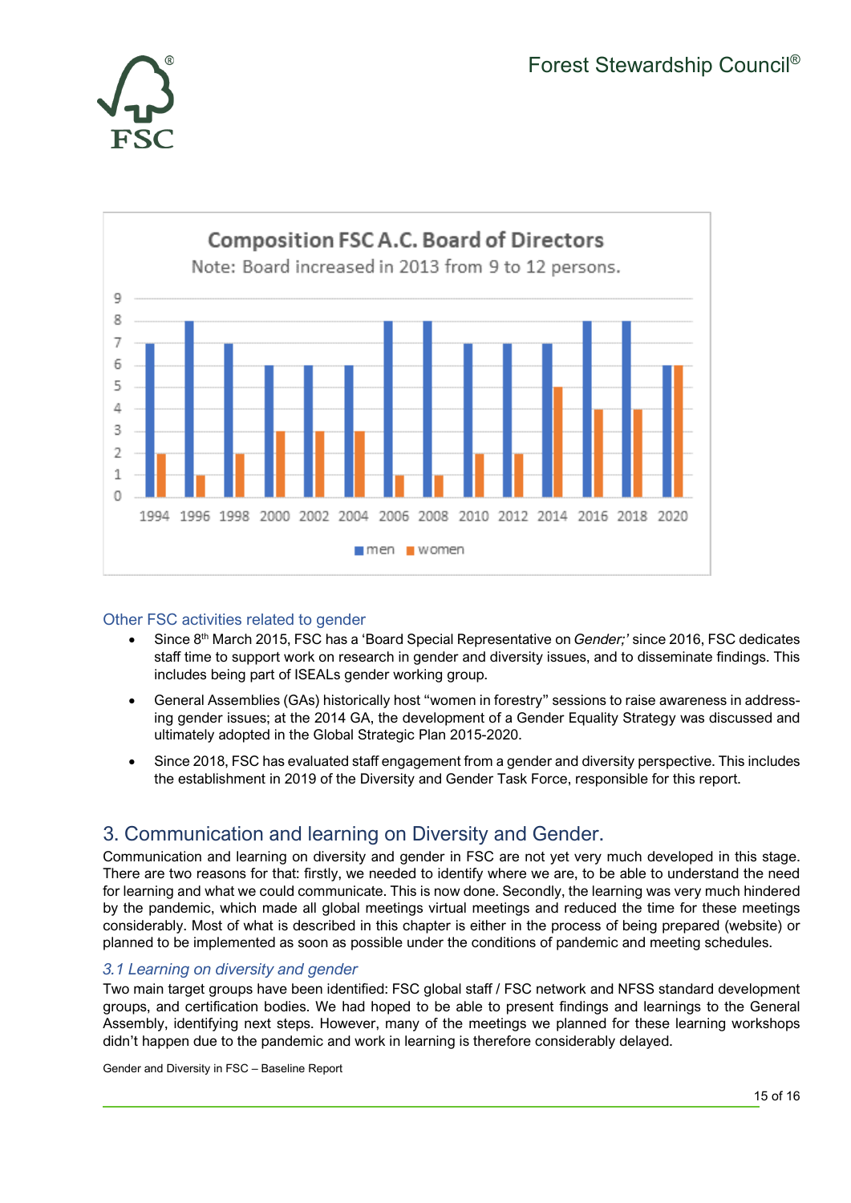**Composition FSC A.C. Board of Directors**

Note: Board increased in 2013 from 9 to 12 persons.

| Year | men | women |
|---|---|---|
| 1994 | 7 | 2 |
| 1996 | 8 | 1 |
| 1998 | 7 | 2 |
| 2000 | 6 | 3 |
| 2002 | 6 | 3 |
| 2004 | 6 | 3 |
| 2006 | 8 | 1 |
| 2008 | 8 | 1 |
| 2010 | 7 | 2 |
| 2012 | 7 | 2 |
| 2014 | 7 | 5 |
| 2016 | 8 | 4 |
| 2018 | 8 | 4 |
| 2020 | 6 | 6 |

### Other FSC activities related to gender

- Since 8th March 2015, FSC has a 'Board Special Representative on *Gender;'* since 2016, FSC dedicates staff time to support work on research in gender and diversity issues, and to disseminate findings. This includes being part of ISEALs gender working group.
- General Assemblies (GAs) historically host "women in forestry" sessions to raise awareness in addressing gender issues; at the 2014 GA, the development of a Gender Equality Strategy was discussed and ultimately adopted in the Global Strategic Plan 2015-2020.
- Since 2018, FSC has evaluated staff engagement from a gender and diversity perspective. This includes the establishment in 2019 of the Diversity and Gender Task Force, responsible for this report.

## 3. Communication and learning on Diversity and Gender.

Communication and learning on diversity and gender in FSC are not yet very much developed in this stage. There are two reasons for that: firstly, we needed to identify where we are, to be able to understand the need for learning and what we could communicate. This is now done. Secondly, the learning was very much hindered by the pandemic, which made all global meetings virtual meetings and reduced the time for these meetings considerably. Most of what is described in this chapter is either in the process of being prepared (website) or planned to be implemented as soon as possible under the conditions of pandemic and meeting schedules.

### *3.1 Learning on diversity and gender*

Two main target groups have been identified: FSC global staff / FSC network and NFSS standard development groups, and certification bodies. We had hoped to be able to present findings and learnings to the General Assembly, identifying next steps. However, many of the meetings we planned for these learning workshops didn't happen due to the pandemic and work in learning is therefore considerably delayed.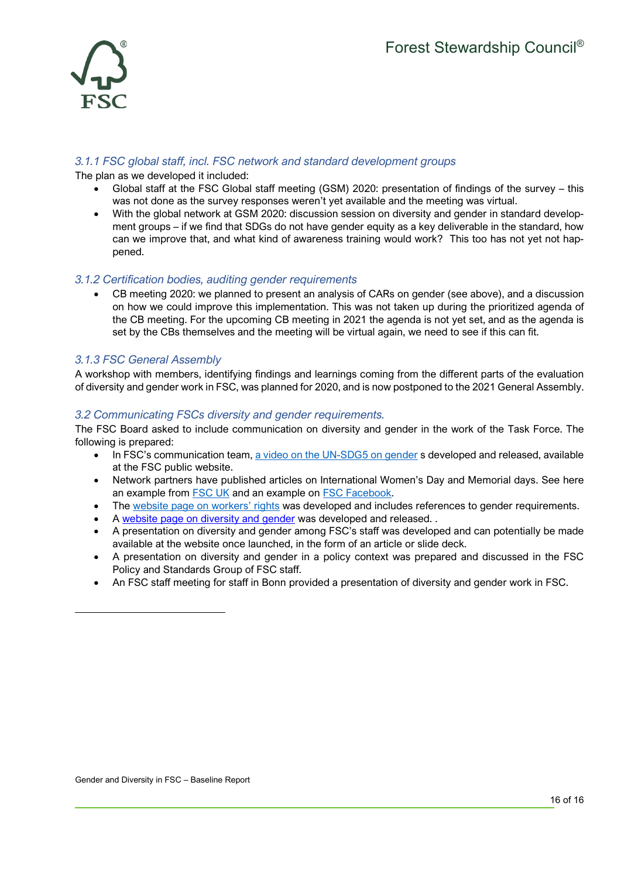### *3.1.1 FSC global staff, incl. FSC network and standard development groups*

The plan as we developed it included:

- Global staff at the FSC Global staff meeting (GSM) 2020: presentation of findings of the survey – this was not done as the survey responses weren't yet available and the meeting was virtual.
- With the global network at GSM 2020: discussion session on diversity and gender in standard development groups – if we find that SDGs do not have gender equity as a key deliverable in the standard, how can we improve that, and what kind of awareness training would work? This too has not yet not happened.

### *3.1.2 Certification bodies, auditing gender requirements*

- CB meeting 2020: we planned to present an analysis of CARs on gender (see above), and a discussion on how we could improve this implementation. This was not taken up during the prioritized agenda of the CB meeting. For the upcoming CB meeting in 2021 the agenda is not yet set, and as the agenda is set by the CBs themselves and the meeting will be virtual again, we need to see if this can fit.

### *3.1.3 FSC General Assembly*

A workshop with members, identifying findings and learnings coming from the different parts of the evaluation of diversity and gender work in FSC, was planned for 2020, and is now postponed to the 2021 General Assembly.

## *3.2 Communicating FSCs diversity and gender requirements.*

The FSC Board asked to include communication on diversity and gender in the work of the Task Force. The following is prepared:

- In FSC's communication team, a video on the UN-SDG5 on gender s developed and released, available at the FSC public website.
- Network partners have published articles on International Women's Day and Memorial days. See here an example from FSC UK and an example on FSC Facebook.
- The website page on workers' rights was developed and includes references to gender requirements.
- A website page on diversity and gender was developed and released. .
- A presentation on diversity and gender among FSC's staff was developed and can potentially be made available at the website once launched, in the form of an article or slide deck.
- A presentation on diversity and gender in a policy context was prepared and discussed in the FSC Policy and Standards Group of FSC staff.
- An FSC staff meeting for staff in Bonn provided a presentation of diversity and gender work in FSC.